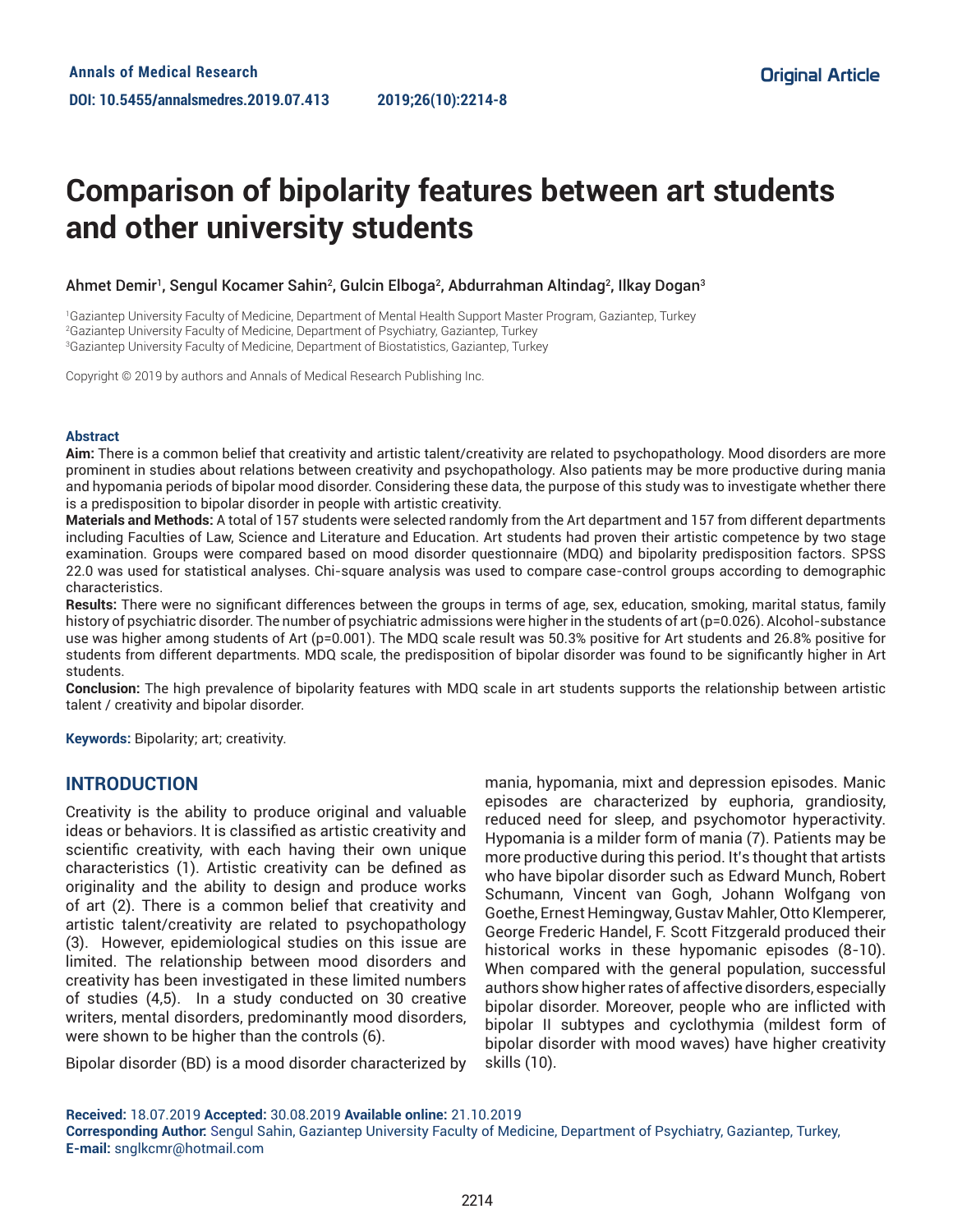Annals of Medical Research
DOI: 10.5455/annalsmedres.2019.07.413

Original Article

# Comparison of bipolarity features between art students and other university students

Ahmet Demir[1], Sengul Kocamer Sahin[2], Gulcin Elboga[2], Abdurrahman Altindag[2], Ilkay Dogan[3]

[1]Gaziantep University Faculty of Medicine, Department of Mental Health Support Master Program, Gaziantep, Turkey
[2]Gaziantep University Faculty of Medicine, Department of Psychiatry, Gaziantep, Turkey
[3]Gaziantep University Faculty of Medicine, Department of Biostatistics, Gaziantep, Turkey

Copyright © 2019 by authors and Annals of Medical Research Publishing Inc.

**Abstract**

**Aim:** There is a common belief that creativity and artistic talent/creativity are related to psychopathology. Mood disorders are more prominent in studies about relations between creativity and psychopathology. Also patients may be more productive during mania and hypomania periods of bipolar mood disorder. Considering these data, the purpose of this study was to investigate whether there is a predisposition to bipolar disorder in people with artistic creativity.

**Materials and Methods:** A total of 157 students were selected randomly from the Art department and 157 from different departments including Faculties of Law, Science and Literature and Education. Art students had proven their artistic competence by two stage examination. Groups were compared based on mood disorder questionnaire (MDQ) and bipolarity predisposition factors. SPSS 22.0 was used for statistical analyses. Chi-square analysis was used to compare case-control groups according to demographic characteristics.

**Results:** There were no significant differences between the groups in terms of age, sex, education, smoking, marital status, family history of psychiatric disorder. The number of psychiatric admissions were higher in the students of art (p=0.026). Alcohol-substance use was higher among students of Art (p=0.001). The MDQ scale result was 50.3% positive for Art students and 26.8% positive for students from different departments. MDQ scale, the predisposition of bipolar disorder was found to be significantly higher in Art students.

**Conclusion:** The high prevalence of bipolarity features with MDQ scale in art students supports the relationship between artistic talent / creativity and bipolar disorder.

**Keywords:** Bipolarity; art; creativity.

## INTRODUCTION

Creativity is the ability to produce original and valuable ideas or behaviors. It is classified as artistic creativity and scientific creativity, with each having their own unique characteristics (1). Artistic creativity can be defined as originality and the ability to design and produce works of art (2). There is a common belief that creativity and artistic talent/creativity are related to psychopathology (3). However, epidemiological studies on this issue are limited. The relationship between mood disorders and creativity has been investigated in these limited numbers of studies (4,5). In a study conducted on 30 creative writers, mental disorders, predominantly mood disorders, were shown to be higher than the controls (6).

Bipolar disorder (BD) is a mood disorder characterized by mania, hypomania, mixt and depression episodes. Manic episodes are characterized by euphoria, grandiosity, reduced need for sleep, and psychomotor hyperactivity. Hypomania is a milder form of mania (7). Patients may be more productive during this period. It's thought that artists who have bipolar disorder such as Edward Munch, Robert Schumann, Vincent van Gogh, Johann Wolfgang von Goethe, Ernest Hemingway, Gustav Mahler, Otto Klemperer, George Frederic Handel, F. Scott Fitzgerald produced their historical works in these hypomanic episodes (8-10). When compared with the general population, successful authors show higher rates of affective disorders, especially bipolar disorder. Moreover, people who are inflicted with bipolar II subtypes and cyclothymia (mildest form of bipolar disorder with mood waves) have higher creativity skills (10).

**Received:** 18.07.2019 **Accepted:** 30.08.2019 **Available online:** 21.10.2019
**Corresponding Author:** Sengul Sahin, Gaziantep University Faculty of Medicine, Department of Psychiatry, Gaziantep, Turkey,
**E-mail:** snglkcmr@hotmail.com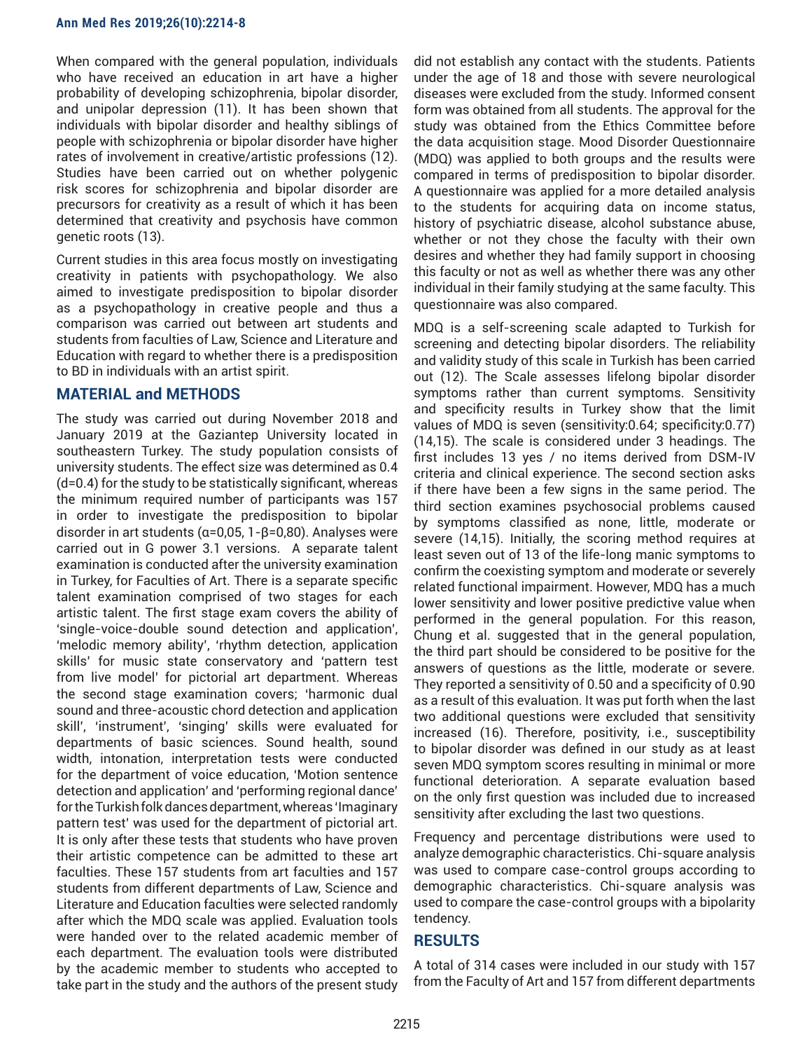When compared with the general population, individuals who have received an education in art have a higher probability of developing schizophrenia, bipolar disorder, and unipolar depression (11). It has been shown that individuals with bipolar disorder and healthy siblings of people with schizophrenia or bipolar disorder have higher rates of involvement in creative/artistic professions (12). Studies have been carried out on whether polygenic risk scores for schizophrenia and bipolar disorder are precursors for creativity as a result of which it has been determined that creativity and psychosis have common genetic roots (13).

Current studies in this area focus mostly on investigating creativity in patients with psychopathology. We also aimed to investigate predisposition to bipolar disorder as a psychopathology in creative people and thus a comparison was carried out between art students and students from faculties of Law, Science and Literature and Education with regard to whether there is a predisposition to BD in individuals with an artist spirit.

## MATERIAL and METHODS

The study was carried out during November 2018 and January 2019 at the Gaziantep University located in southeastern Turkey. The study population consists of university students. The effect size was determined as 0.4 (d=0.4) for the study to be statistically significant, whereas the minimum required number of participants was 157 in order to investigate the predisposition to bipolar disorder in art students (α=0,05, 1-β=0,80). Analyses were carried out in G power 3.1 versions. A separate talent examination is conducted after the university examination in Turkey, for Faculties of Art. There is a separate specific talent examination comprised of two stages for each artistic talent. The first stage exam covers the ability of 'single-voice-double sound detection and application', 'melodic memory ability', 'rhythm detection, application skills' for music state conservatory and 'pattern test from live model' for pictorial art department. Whereas the second stage examination covers; 'harmonic dual sound and three-acoustic chord detection and application skill', 'instrument', 'singing' skills were evaluated for departments of basic sciences. Sound health, sound width, intonation, interpretation tests were conducted for the department of voice education, 'Motion sentence detection and application' and 'performing regional dance' for the Turkish folk dances department, whereas 'Imaginary pattern test' was used for the department of pictorial art. It is only after these tests that students who have proven their artistic competence can be admitted to these art faculties. These 157 students from art faculties and 157 students from different departments of Law, Science and Literature and Education faculties were selected randomly after which the MDQ scale was applied. Evaluation tools were handed over to the related academic member of each department. The evaluation tools were distributed by the academic member to students who accepted to take part in the study and the authors of the present study did not establish any contact with the students. Patients under the age of 18 and those with severe neurological diseases were excluded from the study. Informed consent form was obtained from all students. The approval for the study was obtained from the Ethics Committee before the data acquisition stage. Mood Disorder Questionnaire (MDQ) was applied to both groups and the results were compared in terms of predisposition to bipolar disorder. A questionnaire was applied for a more detailed analysis to the students for acquiring data on income status, history of psychiatric disease, alcohol substance abuse, whether or not they chose the faculty with their own desires and whether they had family support in choosing this faculty or not as well as whether there was any other individual in their family studying at the same faculty. This questionnaire was also compared.

MDQ is a self-screening scale adapted to Turkish for screening and detecting bipolar disorders. The reliability and validity study of this scale in Turkish has been carried out (12). The Scale assesses lifelong bipolar disorder symptoms rather than current symptoms. Sensitivity and specificity results in Turkey show that the limit values of MDQ is seven (sensitivity:0.64; specificity:0.77) (14,15). The scale is considered under 3 headings. The first includes 13 yes / no items derived from DSM-IV criteria and clinical experience. The second section asks if there have been a few signs in the same period. The third section examines psychosocial problems caused by symptoms classified as none, little, moderate or severe (14,15). Initially, the scoring method requires at least seven out of 13 of the life-long manic symptoms to confirm the coexisting symptom and moderate or severely related functional impairment. However, MDQ has a much lower sensitivity and lower positive predictive value when performed in the general population. For this reason, Chung et al. suggested that in the general population, the third part should be considered to be positive for the answers of questions as the little, moderate or severe. They reported a sensitivity of 0.50 and a specificity of 0.90 as a result of this evaluation. It was put forth when the last two additional questions were excluded that sensitivity increased (16). Therefore, positivity, i.e., susceptibility to bipolar disorder was defined in our study as at least seven MDQ symptom scores resulting in minimal or more functional deterioration. A separate evaluation based on the only first question was included due to increased sensitivity after excluding the last two questions.

Frequency and percentage distributions were used to analyze demographic characteristics. Chi-square analysis was used to compare case-control groups according to demographic characteristics. Chi-square analysis was used to compare the case-control groups with a bipolarity tendency.

## RESULTS

A total of 314 cases were included in our study with 157 from the Faculty of Art and 157 from different departments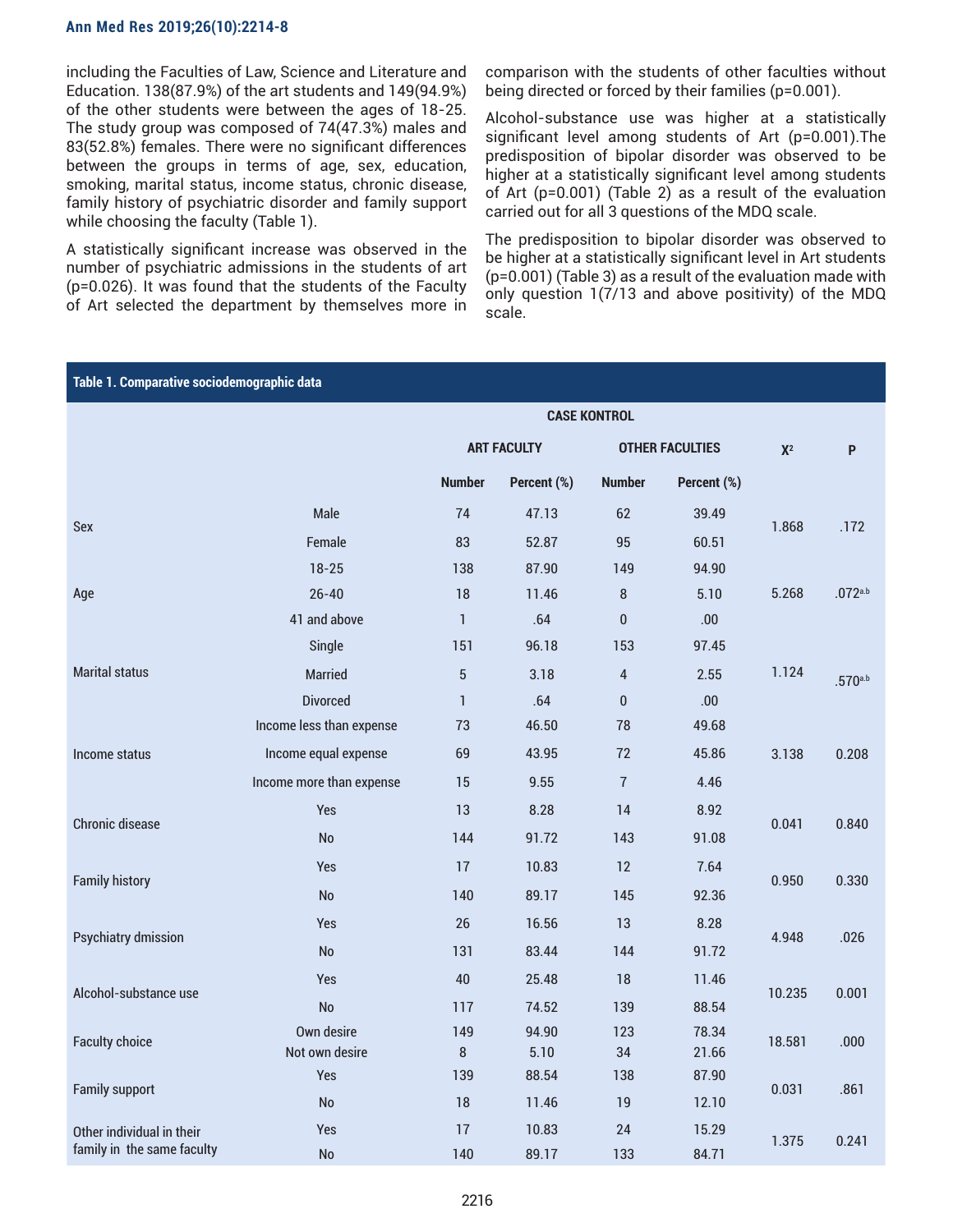including the Faculties of Law, Science and Literature and Education. 138(87.9%) of the art students and 149(94.9%) of the other students were between the ages of 18-25. The study group was composed of 74(47.3%) males and 83(52.8%) females. There were no significant differences between the groups in terms of age, sex, education, smoking, marital status, income status, chronic disease, family history of psychiatric disorder and family support while choosing the faculty (Table 1).

A statistically significant increase was observed in the number of psychiatric admissions in the students of art (p=0.026). It was found that the students of the Faculty of Art selected the department by themselves more in comparison with the students of other faculties without being directed or forced by their families (p=0.001).

Alcohol-substance use was higher at a statistically significant level among students of Art (p=0.001).The predisposition of bipolar disorder was observed to be higher at a statistically significant level among students of Art (p=0.001) (Table 2) as a result of the evaluation carried out for all 3 questions of the MDQ scale.

The predisposition to bipolar disorder was observed to be higher at a statistically significant level in Art students (p=0.001) (Table 3) as a result of the evaluation made with only question 1(7/13 and above positivity) of the MDQ scale.

**Table 1. Comparative sociodemographic data**

| | | CASE KONTROL | | | | | |
|---|---|---|---|---|---|---|---|
| | | ART FACULTY | | OTHER FACULTIES | | $\chi^2$ | P |
| | | Number | Percent (%) | Number | Percent (%) | | |
| Sex | Male | 74 | 47.13 | 62 | 39.49 | 1.868 | .172 |
| | Female | 83 | 52.87 | 95 | 60.51 | | |
| Age | 18-25 | 138 | 87.90 | 149 | 94.90 | 5.268 | .072[a,b] |
| | 26-40 | 18 | 11.46 | 8 | 5.10 | | |
| | 41 and above | 1 | .64 | 0 | .00 | | |
| Marital status | Single | 151 | 96.18 | 153 | 97.45 | 1.124 | .570[a,b] |
| | Married | 5 | 3.18 | 4 | 2.55 | | |
| | Divorced | 1 | .64 | 0 | .00 | | |
| Income status | Income less than expense | 73 | 46.50 | 78 | 49.68 | 3.138 | 0.208 |
| | Income equal expense | 69 | 43.95 | 72 | 45.86 | | |
| | Income more than expense | 15 | 9.55 | 7 | 4.46 | | |
| Chronic disease | Yes | 13 | 8.28 | 14 | 8.92 | 0.041 | 0.840 |
| | No | 144 | 91.72 | 143 | 91.08 | | |
| Family history | Yes | 17 | 10.83 | 12 | 7.64 | 0.950 | 0.330 |
| | No | 140 | 89.17 | 145 | 92.36 | | |
| Psychiatry dmission | Yes | 26 | 16.56 | 13 | 8.28 | 4.948 | .026 |
| | No | 131 | 83.44 | 144 | 91.72 | | |
| Alcohol-substance use | Yes | 40 | 25.48 | 18 | 11.46 | 10.235 | 0.001 |
| | No | 117 | 74.52 | 139 | 88.54 | | |
| Faculty choice | Own desire | 149 | 94.90 | 123 | 78.34 | 18.581 | .000 |
| | Not own desire | 8 | 5.10 | 34 | 21.66 | | |
| Family support | Yes | 139 | 88.54 | 138 | 87.90 | 0.031 | .861 |
| | No | 18 | 11.46 | 19 | 12.10 | | |
| Other individual in their family in the same faculty | Yes | 17 | 10.83 | 24 | 15.29 | 1.375 | 0.241 |
| | No | 140 | 89.17 | 133 | 84.71 | | |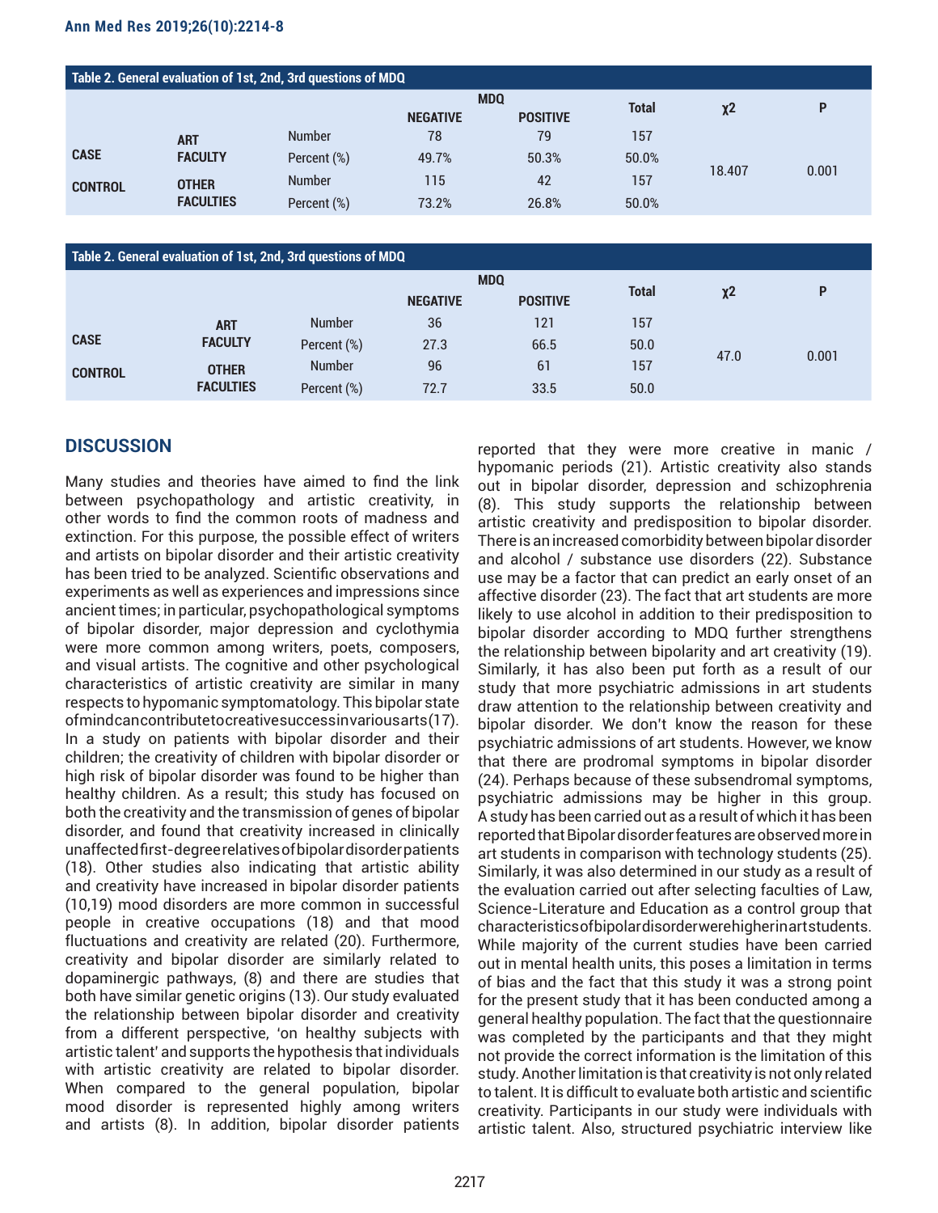**Table 2. General evaluation of 1st, 2nd, 3rd questions of MDQ**

| | | | MDQ | | Total | χ2 | P |
|---|---|---|---|---|---|---|---|
| | | | NEGATIVE | POSITIVE | | | |
| CASE | ART FACULTY | Number | 78 | 79 | 157 | 18.407 | 0.001 |
| | | Percent (%) | 49.7% | 50.3% | 50.0% | | |
| CONTROL | OTHER FACULTIES | Number | 115 | 42 | 157 | | |
| | | Percent (%) | 73.2% | 26.8% | 50.0% | | |

**Table 2. General evaluation of 1st, 2nd, 3rd questions of MDQ**

| | | | MDQ | | Total | χ2 | P |
|---|---|---|---|---|---|---|---|
| | | | NEGATIVE | POSITIVE | | | |
| CASE | ART FACULTY | Number | 36 | 121 | 157 | 47.0 | 0.001 |
| | | Percent (%) | 27.3 | 66.5 | 50.0 | | |
| CONTROL | OTHER FACULTIES | Number | 96 | 61 | 157 | | |
| | | Percent (%) | 72.7 | 33.5 | 50.0 | | |

## DISCUSSION

Many studies and theories have aimed to find the link between psychopathology and artistic creativity, in other words to find the common roots of madness and extinction. For this purpose, the possible effect of writers and artists on bipolar disorder and their artistic creativity has been tried to be analyzed. Scientific observations and experiments as well as experiences and impressions since ancient times; in particular, psychopathological symptoms of bipolar disorder, major depression and cyclothymia were more common among writers, poets, composers, and visual artists. The cognitive and other psychological characteristics of artistic creativity are similar in many respects to hypomanic symptomatology. This bipolar state of mind can contribute to creative success in various arts (17). In a study on patients with bipolar disorder and their children; the creativity of children with bipolar disorder or high risk of bipolar disorder was found to be higher than healthy children. As a result; this study has focused on both the creativity and the transmission of genes of bipolar disorder, and found that creativity increased in clinically unaffected first-degree relatives of bipolar disorder patients (18). Other studies also indicating that artistic ability and creativity have increased in bipolar disorder patients (10,19) mood disorders are more common in successful people in creative occupations (18) and that mood fluctuations and creativity are related (20). Furthermore, creativity and bipolar disorder are similarly related to dopaminergic pathways, (8) and there are studies that both have similar genetic origins (13). Our study evaluated the relationship between bipolar disorder and creativity from a different perspective, 'on healthy subjects with artistic talent' and supports the hypothesis that individuals with artistic creativity are related to bipolar disorder. When compared to the general population, bipolar mood disorder is represented highly among writers and artists (8). In addition, bipolar disorder patients reported that they were more creative in manic / hypomanic periods (21). Artistic creativity also stands out in bipolar disorder, depression and schizophrenia (8). This study supports the relationship between artistic creativity and predisposition to bipolar disorder. There is an increased comorbidity between bipolar disorder and alcohol / substance use disorders (22). Substance use may be a factor that can predict an early onset of an affective disorder (23). The fact that art students are more likely to use alcohol in addition to their predisposition to bipolar disorder according to MDQ further strengthens the relationship between bipolarity and art creativity (19). Similarly, it has also been put forth as a result of our study that more psychiatric admissions in art students draw attention to the relationship between creativity and bipolar disorder. We don't know the reason for these psychiatric admissions of art students. However, we know that there are prodromal symptoms in bipolar disorder (24). Perhaps because of these subsendromal symptoms, psychiatric admissions may be higher in this group. A study has been carried out as a result of which it has been reported that Bipolar disorder features are observed more in art students in comparison with technology students (25). Similarly, it was also determined in our study as a result of the evaluation carried out after selecting faculties of Law, Science-Literature and Education as a control group that characteristics of bipolar disorder were higher in art students. While majority of the current studies have been carried out in mental health units, this poses a limitation in terms of bias and the fact that this study it was a strong point for the present study that it has been conducted among a general healthy population. The fact that the questionnaire was completed by the participants and that they might not provide the correct information is the limitation of this study. Another limitation is that creativity is not only related to talent. It is difficult to evaluate both artistic and scientific creativity. Participants in our study were individuals with artistic talent. Also, structured psychiatric interview like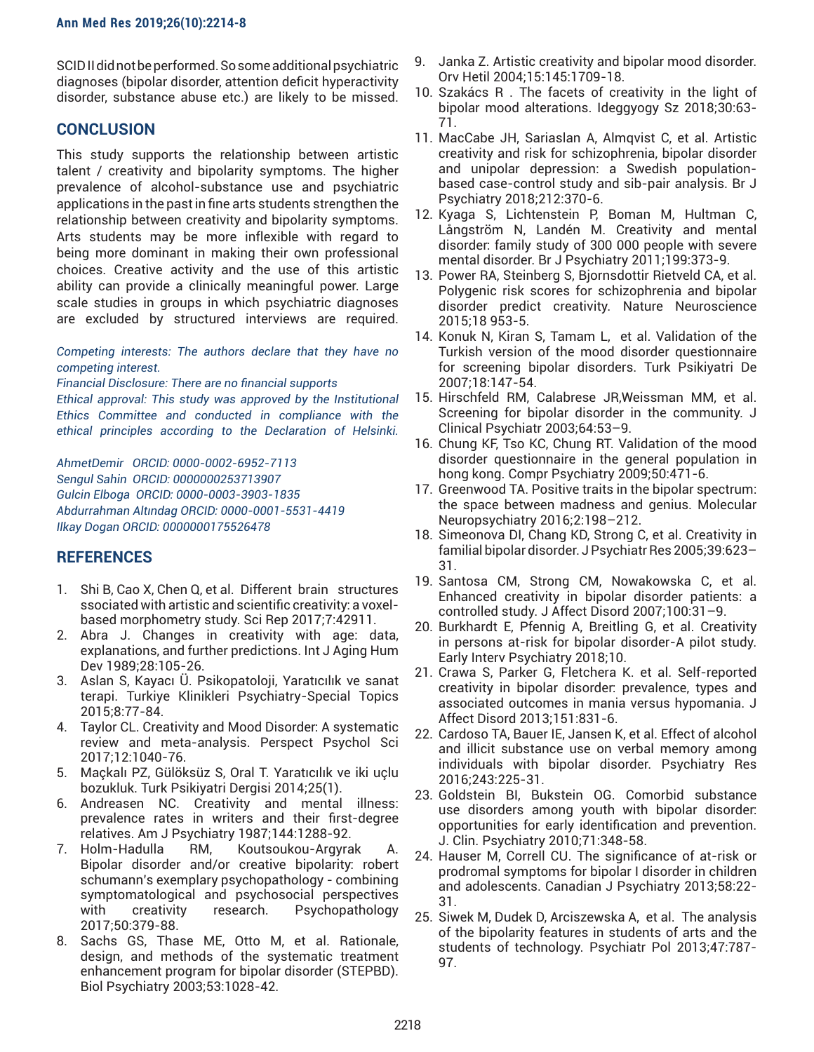SCID II did not be performed. So some additional psychiatric diagnoses (bipolar disorder, attention deficit hyperactivity disorder, substance abuse etc.) are likely to be missed.

## CONCLUSION

This study supports the relationship between artistic talent / creativity and bipolarity symptoms. The higher prevalence of alcohol-substance use and psychiatric applications in the past in fine arts students strengthen the relationship between creativity and bipolarity symptoms. Arts students may be more inflexible with regard to being more dominant in making their own professional choices. Creative activity and the use of this artistic ability can provide a clinically meaningful power. Large scale studies in groups in which psychiatric diagnoses are excluded by structured interviews are required.

*Competing interests: The authors declare that they have no competing interest.*
*Financial Disclosure: There are no financial supports*
*Ethical approval: This study was approved by the Institutional Ethics Committee and conducted in compliance with the ethical principles according to the Declaration of Helsinki.*

*AhmetDemir ORCID: 0000-0002-6952-7113*
*Sengul Sahin ORCID: 0000000253713907*
*Gulcin Elboga ORCID: 0000-0003-3903-1835*
*Abdurrahman Altındag ORCID: 0000-0001-5531-4419*
*Ilkay Dogan ORCID: 0000000175526478*

## REFERENCES

1. Shi B, Cao X, Chen Q, et al. Different brain structures ssociated with artistic and scientific creativity: a voxel-based morphometry study. Sci Rep 2017;7:42911.
2. Abra J. Changes in creativity with age: data, explanations, and further predictions. Int J Aging Hum Dev 1989;28:105-26.
3. Aslan S, Kayacı Ü. Psikopatoloji, Yaratıcılık ve sanat terapi. Turkiye Klinikleri Psychiatry-Special Topics 2015;8:77-84.
4. Taylor CL. Creativity and Mood Disorder: A systematic review and meta-analysis. Perspect Psychol Sci 2017;12:1040-76.
5. Maçkalı PZ, Gülöksüz S, Oral T. Yaratıcılık ve iki uçlu bozukluk. Turk Psikiyatri Dergisi 2014;25(1).
6. Andreasen NC. Creativity and mental illness: prevalence rates in writers and their first-degree relatives. Am J Psychiatry 1987;144:1288-92.
7. Holm-Hadulla RM, Koutsoukou-Argyrak A. Bipolar disorder and/or creative bipolarity: robert schumann's exemplary psychopathology - combining symptomatological and psychosocial perspectives with creativity research. Psychopathology 2017;50:379-88.
8. Sachs GS, Thase ME, Otto M, et al. Rationale, design, and methods of the systematic treatment enhancement program for bipolar disorder (STEPBD). Biol Psychiatry 2003;53:1028-42.
9. Janka Z. Artistic creativity and bipolar mood disorder. Orv Hetil 2004;15:145:1709-18.
10. Szakács R . The facets of creativity in the light of bipolar mood alterations. Ideggyogy Sz 2018;30:63-71.
11. MacCabe JH, Sariaslan A, Almqvist C, et al. Artistic creativity and risk for schizophrenia, bipolar disorder and unipolar depression: a Swedish population-based case-control study and sib-pair analysis. Br J Psychiatry 2018;212:370-6.
12. Kyaga S, Lichtenstein P, Boman M, Hultman C, Långström N, Landén M. Creativity and mental disorder: family study of 300 000 people with severe mental disorder. Br J Psychiatry 2011;199:373-9.
13. Power RA, Steinberg S, Bjornsdottir Rietveld CA, et al. Polygenic risk scores for schizophrenia and bipolar disorder predict creativity. Nature Neuroscience 2015;18 953-5.
14. Konuk N, Kiran S, Tamam L, et al. Validation of the Turkish version of the mood disorder questionnaire for screening bipolar disorders. Turk Psikiyatri De 2007;18:147-54.
15. Hirschfeld RM, Calabrese JR,Weissman MM, et al. Screening for bipolar disorder in the community. J Clinical Psychiatr 2003;64:53–9.
16. Chung KF, Tso KC, Chung RT. Validation of the mood disorder questionnaire in the general population in hong kong. Compr Psychiatry 2009;50:471-6.
17. Greenwood TA. Positive traits in the bipolar spectrum: the space between madness and genius. Molecular Neuropsychiatry 2016;2:198–212.
18. Simeonova DI, Chang KD, Strong C, et al. Creativity in familial bipolar disorder. J Psychiatr Res 2005;39:623–31.
19. Santosa CM, Strong CM, Nowakowska C, et al. Enhanced creativity in bipolar disorder patients: a controlled study. J Affect Disord 2007;100:31–9.
20. Burkhardt E, Pfennig A, Breitling G, et al. Creativity in persons at-risk for bipolar disorder-A pilot study. Early Interv Psychiatry 2018;10.
21. Crawa S, Parker G, Fletchera K. et al. Self-reported creativity in bipolar disorder: prevalence, types and associated outcomes in mania versus hypomania. J Affect Disord 2013;151:831-6.
22. Cardoso TA, Bauer IE, Jansen K, et al. Effect of alcohol and illicit substance use on verbal memory among individuals with bipolar disorder. Psychiatry Res 2016;243:225-31.
23. Goldstein BI, Bukstein OG. Comorbid substance use disorders among youth with bipolar disorder: opportunities for early identification and prevention. J. Clin. Psychiatry 2010;71:348-58.
24. Hauser M, Correll CU. The significance of at-risk or prodromal symptoms for bipolar I disorder in children and adolescents. Canadian J Psychiatry 2013;58:22-31.
25. Siwek M, Dudek D, Arciszewska A, et al. The analysis of the bipolarity features in students of arts and the students of technology. Psychiatr Pol 2013;47:787-97.